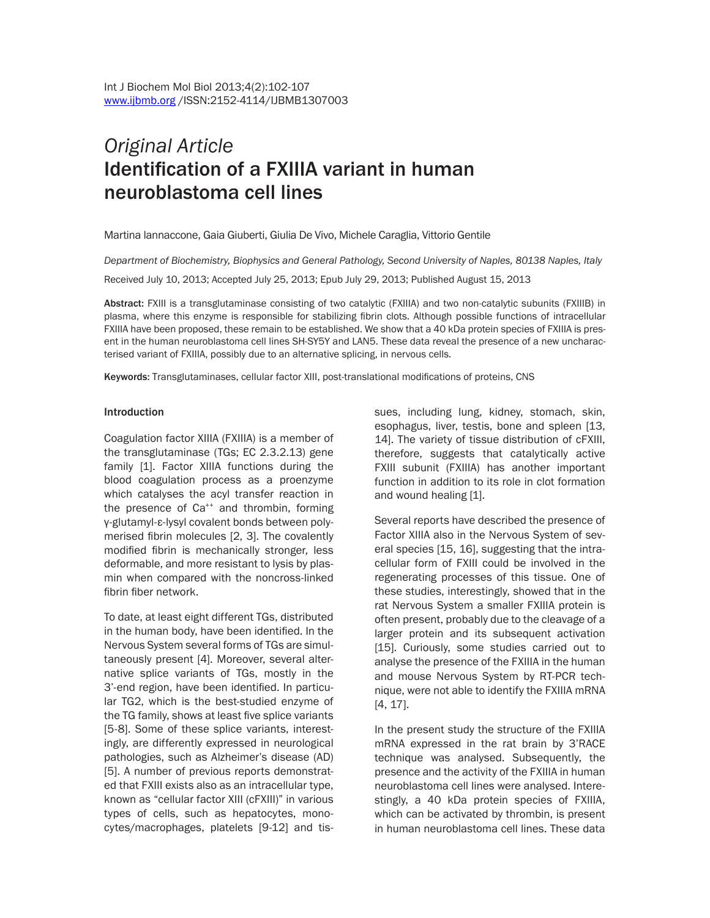Int J Biochem Mol Biol 2013;4(2):102-107
www.ijbmb.org /ISSN:2152-4114/IJBMB1307003

*Original Article*

# Identification of a FXIIIA variant in human neuroblastoma cell lines

Martina Iannaccone, Gaia Giuberti, Giulia De Vivo, Michele Caraglia, Vittorio Gentile

*Department of Biochemistry, Biophysics and General Pathology, Second University of Naples, 80138 Naples, Italy*

Received July 10, 2013; Accepted July 25, 2013; Epub July 29, 2013; Published August 15, 2013

**Abstract:** FXIII is a transglutaminase consisting of two catalytic (FXIIIA) and two non-catalytic subunits (FXIIIB) in plasma, where this enzyme is responsible for stabilizing fibrin clots. Although possible functions of intracellular FXIIIA have been proposed, these remain to be established. We show that a 40 kDa protein species of FXIIIA is present in the human neuroblastoma cell lines SH-SY5Y and LAN5. These data reveal the presence of a new uncharacterised variant of FXIIIA, possibly due to an alternative splicing, in nervous cells.

**Keywords:** Transglutaminases, cellular factor XIII, post-translational modifications of proteins, CNS

## Introduction

Coagulation factor XIIIA (FXIIIA) is a member of the transglutaminase (TGs; EC 2.3.2.13) gene family [1]. Factor XIIIA functions during the blood coagulation process as a proenzyme which catalyses the acyl transfer reaction in the presence of $Ca^{++}$ and thrombin, forming γ-glutamyl-ε-lysyl covalent bonds between polymerised fibrin molecules [2, 3]. The covalently modified fibrin is mechanically stronger, less deformable, and more resistant to lysis by plasmin when compared with the noncross-linked fibrin fiber network.

To date, at least eight different TGs, distributed in the human body, have been identified. In the Nervous System several forms of TGs are simultaneously present [4]. Moreover, several alternative splice variants of TGs, mostly in the 3'-end region, have been identified. In particular TG2, which is the best-studied enzyme of the TG family, shows at least five splice variants [5-8]. Some of these splice variants, interestingly, are differently expressed in neurological pathologies, such as Alzheimer's disease (AD) [5]. A number of previous reports demonstrated that FXIII exists also as an intracellular type, known as "cellular factor XIII (cFXIII)" in various types of cells, such as hepatocytes, monocytes/macrophages, platelets [9-12] and tissues, including lung, kidney, stomach, skin, esophagus, liver, testis, bone and spleen [13, 14]. The variety of tissue distribution of cFXIII, therefore, suggests that catalytically active FXIII subunit (FXIIIA) has another important function in addition to its role in clot formation and wound healing [1].

Several reports have described the presence of Factor XIIIA also in the Nervous System of several species [15, 16], suggesting that the intracellular form of FXIII could be involved in the regenerating processes of this tissue. One of these studies, interestingly, showed that in the rat Nervous System a smaller FXIIIA protein is often present, probably due to the cleavage of a larger protein and its subsequent activation [15]. Curiously, some studies carried out to analyse the presence of the FXIIIA in the human and mouse Nervous System by RT-PCR technique, were not able to identify the FXIIIA mRNA [4, 17].

In the present study the structure of the FXIIIA mRNA expressed in the rat brain by 3'RACE technique was analysed. Subsequently, the presence and the activity of the FXIIIA in human neuroblastoma cell lines were analysed. Interestingly, a 40 kDa protein species of FXIIIA, which can be activated by thrombin, is present in human neuroblastoma cell lines. These data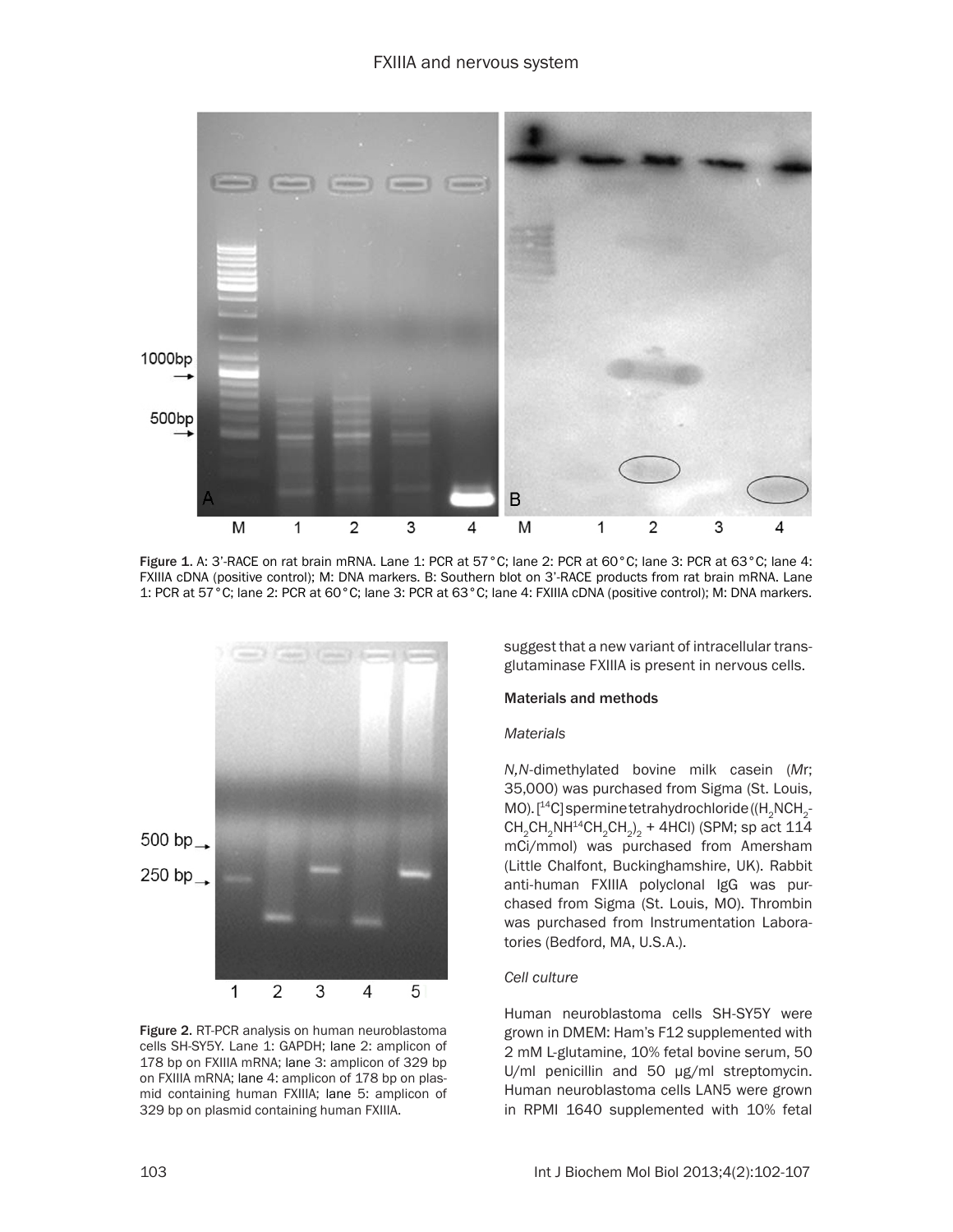Figure 1. A: 3'-RACE on rat brain mRNA. Lane 1: PCR at 57°C; lane 2: PCR at 60°C; lane 3: PCR at 63°C; lane 4: FXIIIA cDNA (positive control); M: DNA markers. B: Southern blot on 3'-RACE products from rat brain mRNA. Lane 1: PCR at 57°C; lane 2: PCR at 60°C; lane 3: PCR at 63°C; lane 4: FXIIIA cDNA (positive control); M: DNA markers.

Figure 2. RT-PCR analysis on human neuroblastoma cells SH-SY5Y. Lane 1: GAPDH; lane 2: amplicon of 178 bp on FXIIIA mRNA; lane 3: amplicon of 329 bp on FXIIIA mRNA; lane 4: amplicon of 178 bp on plasmid containing human FXIIIA; lane 5: amplicon of 329 bp on plasmid containing human FXIIIA.

suggest that a new variant of intracellular transglutaminase FXIIIA is present in nervous cells.

## Materials and methods

### Materials

*N,N*-dimethylated bovine milk casein (*Mr*; 35,000) was purchased from Sigma (St. Louis, MO). [$^{14}$C]spermine tetrahydrochloride (($H_2NCH_2$-$CH_2CH_2NH^{14}CH_2CH_2)_2$ + 4HCl) (SPM; sp act 114 mCi/mmol) was purchased from Amersham (Little Chalfont, Buckinghamshire, UK). Rabbit anti-human FXIIIA polyclonal IgG was purchased from Sigma (St. Louis, MO). Thrombin was purchased from Instrumentation Laboratories (Bedford, MA, U.S.A.).

### Cell culture

Human neuroblastoma cells SH-SY5Y were grown in DMEM: Ham's F12 supplemented with 2 mM L-glutamine, 10% fetal bovine serum, 50 U/ml penicillin and 50 μg/ml streptomycin. Human neuroblastoma cells LAN5 were grown in RPMI 1640 supplemented with 10% fetal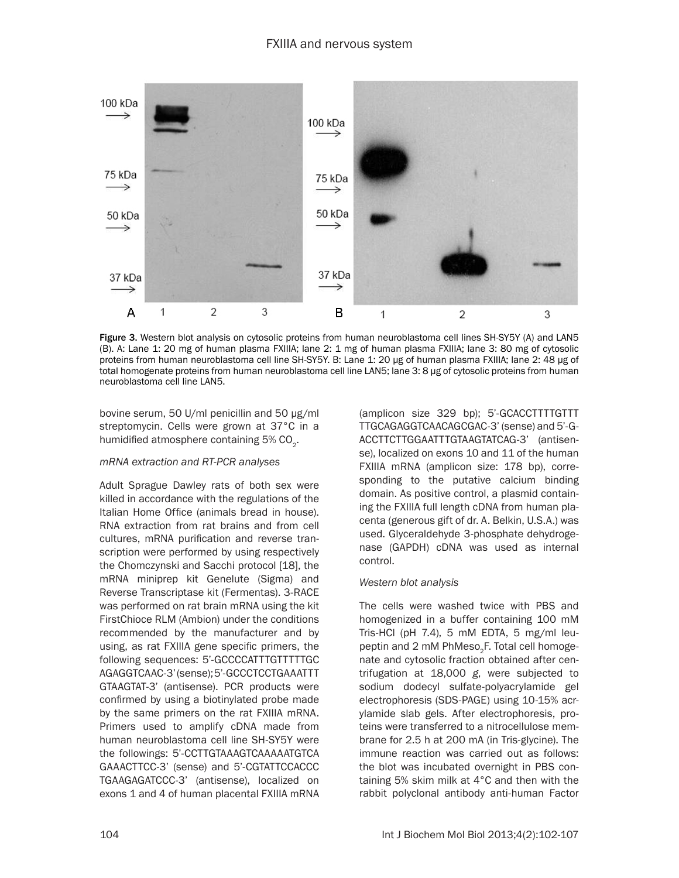Figure 3. Western blot analysis on cytosolic proteins from human neuroblastoma cell lines SH-SY5Y (A) and LAN5 (B). A: Lane 1: 20 mg of human plasma FXIIIA; lane 2: 1 mg of human plasma FXIIIA; lane 3: 80 mg of cytosolic proteins from human neuroblastoma cell line SH-SY5Y. B: Lane 1: 20 μg of human plasma FXIIIA; lane 2: 48 μg of total homogenate proteins from human neuroblastoma cell line LAN5; lane 3: 8 μg of cytosolic proteins from human neuroblastoma cell line LAN5.

bovine serum, 50 U/ml penicillin and 50 μg/ml streptomycin. Cells were grown at 37°C in a humidified atmosphere containing 5% $CO_2$.

*mRNA extraction and RT-PCR analyses*

Adult Sprague Dawley rats of both sex were killed in accordance with the regulations of the Italian Home Office (animals bread in house). RNA extraction from rat brains and from cell cultures, mRNA purification and reverse transcription were performed by using respectively the Chomczynski and Sacchi protocol [18], the mRNA miniprep kit Genelute (Sigma) and Reverse Transcriptase kit (Fermentas). 3-RACE was performed on rat brain mRNA using the kit FirstChioce RLM (Ambion) under the conditions recommended by the manufacturer and by using, as rat FXIIIA gene specific primers, the following sequences: 5'-GCCCCATTTGTTTTTGCAGAGGTCAAC-3' (sense); 5'-GCCCTCCTGAAATTTGTAAGTAT-3' (antisense). PCR products were confirmed by using a biotinylated probe made by the same primers on the rat FXIIIA mRNA. Primers used to amplify cDNA made from human neuroblastoma cell line SH-SY5Y were the followings: 5'-CCTTGTAAAGTCAAAAATGTCAGAAACTTCC-3' (sense) and 5'-CGTATTCCACCCTGAAGAGATCCC-3' (antisense), localized on exons 1 and 4 of human placental FXIIIA mRNA (amplicon size 329 bp); 5'-GCACCTTTTGTTTTTGCAGAGGTCAACAGCGAC-3' (sense) and 5'-GACCTTCTTGGAATTTGTAAGTATCAG-3' (antisense), localized on exons 10 and 11 of the human FXIIIA mRNA (amplicon size: 178 bp), corresponding to the putative calcium binding domain. As positive control, a plasmid containing the FXIIIA full length cDNA from human placenta (generous gift of dr. A. Belkin, U.S.A.) was used. Glyceraldehyde 3-phosphate dehydrogenase (GAPDH) cDNA was used as internal control.

*Western blot analysis*

The cells were washed twice with PBS and homogenized in a buffer containing 100 mM Tris-HCl (pH 7.4), 5 mM EDTA, 5 mg/ml leupeptin and 2 mM $PhMeso_2F$. Total cell homogenate and cytosolic fraction obtained after centrifugation at 18,000 *g*, were subjected to sodium dodecyl sulfate-polyacrylamide gel electrophoresis (SDS-PAGE) using 10-15% acrylamide slab gels. After electrophoresis, proteins were transferred to a nitrocellulose membrane for 2.5 h at 200 mA (in Tris-glycine). The immune reaction was carried out as follows: the blot was incubated overnight in PBS containing 5% skim milk at 4°C and then with the rabbit polyclonal antibody anti-human Factor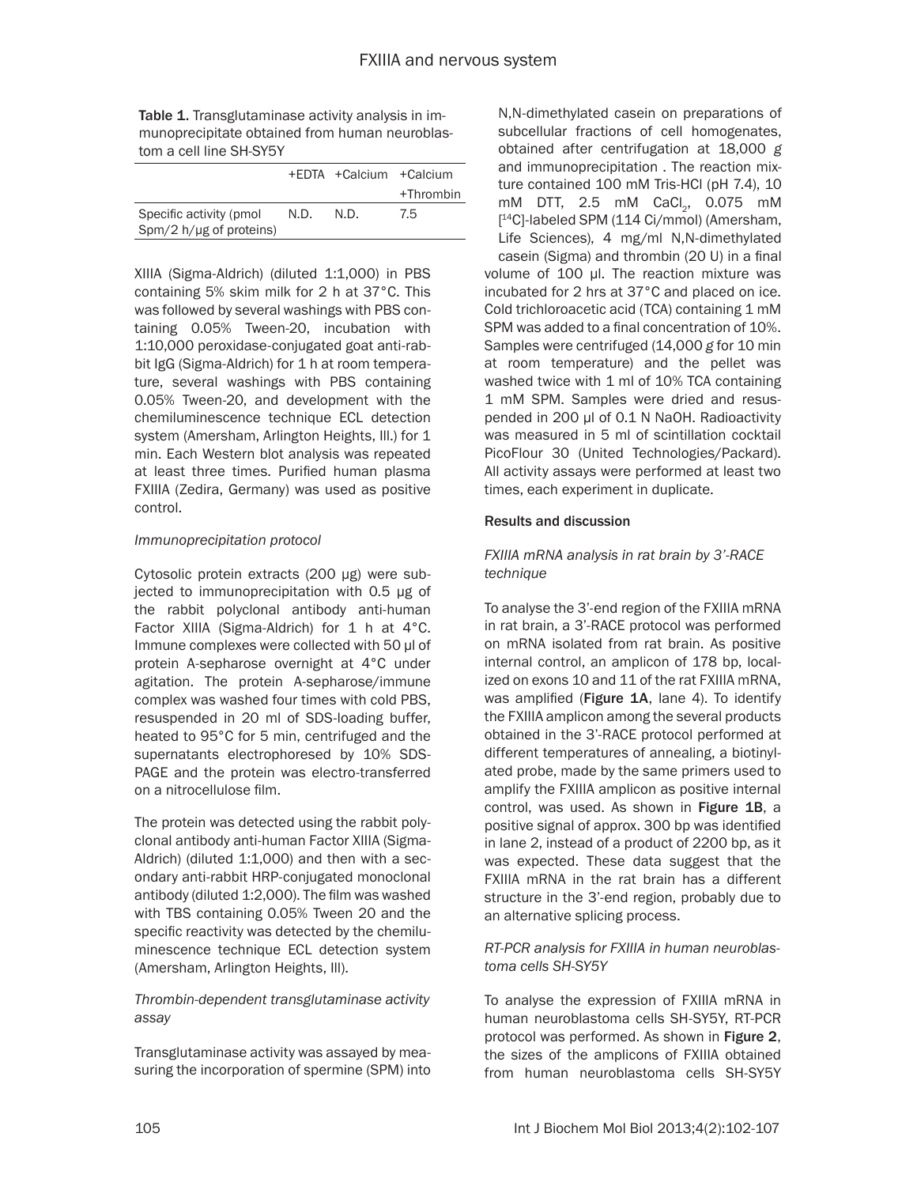**Table 1.** Transglutaminase activity analysis in immunoprecipitate obtained from human neuroblastom a cell line SH-SY5Y

| | +EDTA | +Calcium | +Calcium +Thrombin |
|---|---|---|---|
| Specific activity (pmol Spm/2 h/µg of proteins) | N.D. | N.D. | 7.5 |

XIIIA (Sigma-Aldrich) (diluted 1:1,000) in PBS containing 5% skim milk for 2 h at 37°C. This was followed by several washings with PBS containing 0.05% Tween-20, incubation with 1:10,000 peroxidase-conjugated goat anti-rabbit IgG (Sigma-Aldrich) for 1 h at room temperature, several washings with PBS containing 0.05% Tween-20, and development with the chemiluminescence technique ECL detection system (Amersham, Arlington Heights, Ill.) for 1 min. Each Western blot analysis was repeated at least three times. Purified human plasma FXIIIA (Zedira, Germany) was used as positive control.

*Immunoprecipitation protocol*

Cytosolic protein extracts (200 µg) were subjected to immunoprecipitation with 0.5 µg of the rabbit polyclonal antibody anti-human Factor XIIIA (Sigma-Aldrich) for 1 h at 4°C. Immune complexes were collected with 50 µl of protein A-sepharose overnight at 4°C under agitation. The protein A-sepharose/immune complex was washed four times with cold PBS, resuspended in 20 ml of SDS-loading buffer, heated to 95°C for 5 min, centrifuged and the supernatants electrophoresed by 10% SDS-PAGE and the protein was electro-transferred on a nitrocellulose film.

The protein was detected using the rabbit polyclonal antibody anti-human Factor XIIIA (Sigma-Aldrich) (diluted 1:1,000) and then with a secondary anti-rabbit HRP-conjugated monoclonal antibody (diluted 1:2,000). The film was washed with TBS containing 0.05% Tween 20 and the specific reactivity was detected by the chemiluminescence technique ECL detection system (Amersham, Arlington Heights, Ill).

*Thrombin-dependent transglutaminase activity assay*

Transglutaminase activity was assayed by measuring the incorporation of spermine (SPM) into N,N-dimethylated casein on preparations of subcellular fractions of cell homogenates, obtained after centrifugation at 18,000 *g* and immunoprecipitation . The reaction mixture contained 100 mM Tris-HCl (pH 7.4), 10 mM DTT, 2.5 mM $CaCl_2$, 0.075 mM [$^{14}$C]-labeled SPM (114 Ci/mmol) (Amersham, Life Sciences), 4 mg/ml N,N-dimethylated casein (Sigma) and thrombin (20 U) in a final volume of 100 µl. The reaction mixture was incubated for 2 hrs at 37°C and placed on ice. Cold trichloroacetic acid (TCA) containing 1 mM SPM was added to a final concentration of 10%. Samples were centrifuged (14,000 *g* for 10 min at room temperature) and the pellet was washed twice with 1 ml of 10% TCA containing 1 mM SPM. Samples were dried and resuspended in 200 µl of 0.1 N NaOH. Radioactivity was measured in 5 ml of scintillation cocktail PicoFlour 30 (United Technologies/Packard). All activity assays were performed at least two times, each experiment in duplicate.

## Results and discussion

*FXIIIA mRNA analysis in rat brain by 3'-RACE technique*

To analyse the 3'-end region of the FXIIIA mRNA in rat brain, a 3'-RACE protocol was performed on mRNA isolated from rat brain. As positive internal control, an amplicon of 178 bp, localized on exons 10 and 11 of the rat FXIIIA mRNA, was amplified (**Figure 1A**, lane 4). To identify the FXIIIA amplicon among the several products obtained in the 3'-RACE protocol performed at different temperatures of annealing, a biotinylated probe, made by the same primers used to amplify the FXIIIA amplicon as positive internal control, was used. As shown in **Figure 1B**, a positive signal of approx. 300 bp was identified in lane 2, instead of a product of 2200 bp, as it was expected. These data suggest that the FXIIIA mRNA in the rat brain has a different structure in the 3'-end region, probably due to an alternative splicing process.

*RT-PCR analysis for FXIIIA in human neuroblastoma cells SH-SY5Y*

To analyse the expression of FXIIIA mRNA in human neuroblastoma cells SH-SY5Y, RT-PCR protocol was performed. As shown in **Figure 2**, the sizes of the amplicons of FXIIIA obtained from human neuroblastoma cells SH-SY5Y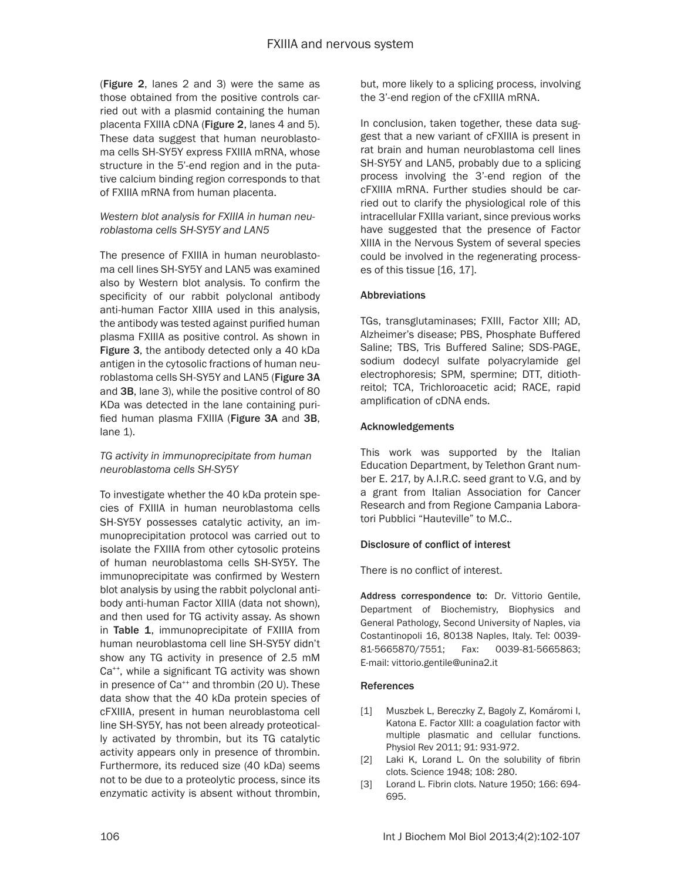(**Figure 2**, lanes 2 and 3) were the same as those obtained from the positive controls carried out with a plasmid containing the human placenta FXIIIA cDNA (**Figure 2**, lanes 4 and 5). These data suggest that human neuroblastoma cells SH-SY5Y express FXIIIA mRNA, whose structure in the 5'-end region and in the putative calcium binding region corresponds to that of FXIIIA mRNA from human placenta.

### *Western blot analysis for FXIIIA in human neuroblastoma cells SH-SY5Y and LAN5*

The presence of FXIIIA in human neuroblastoma cell lines SH-SY5Y and LAN5 was examined also by Western blot analysis. To confirm the specificity of our rabbit polyclonal antibody anti-human Factor XIIIA used in this analysis, the antibody was tested against purified human plasma FXIIIA as positive control. As shown in **Figure 3**, the antibody detected only a 40 kDa antigen in the cytosolic fractions of human neuroblastoma cells SH-SY5Y and LAN5 (**Figure 3A** and **3B**, lane 3), while the positive control of 80 KDa was detected in the lane containing purified human plasma FXIIIA (**Figure 3A** and **3B**, lane 1).

### *TG activity in immunoprecipitate from human neuroblastoma cells SH-SY5Y*

To investigate whether the 40 kDa protein species of FXIIIA in human neuroblastoma cells SH-SY5Y possesses catalytic activity, an immunoprecipitation protocol was carried out to isolate the FXIIIA from other cytosolic proteins of human neuroblastoma cells SH-SY5Y. The immunoprecipitate was confirmed by Western blot analysis by using the rabbit polyclonal antibody anti-human Factor XIIIA (data not shown), and then used for TG activity assay. As shown in **Table 1**, immunoprecipitate of FXIIIA from human neuroblastoma cell line SH-SY5Y didn't show any TG activity in presence of 2.5 mM $Ca^{++}$, while a significant TG activity was shown in presence of $Ca^{++}$ and thrombin (20 U). These data show that the 40 kDa protein species of cFXIIIA, present in human neuroblastoma cell line SH-SY5Y, has not been already proteotically activated by thrombin, but its TG catalytic activity appears only in presence of thrombin. Furthermore, its reduced size (40 kDa) seems not to be due to a proteolytic process, since its enzymatic activity is absent without thrombin, but, more likely to a splicing process, involving the 3'-end region of the cFXIIIA mRNA.

In conclusion, taken together, these data suggest that a new variant of cFXIIIA is present in rat brain and human neuroblastoma cell lines SH-SY5Y and LAN5, probably due to a splicing process involving the 3'-end region of the cFXIIIA mRNA. Further studies should be carried out to clarify the physiological role of this intracellular FXIIIa variant, since previous works have suggested that the presence of Factor XIIIA in the Nervous System of several species could be involved in the regenerating processes of this tissue [16, 17].

## Abbreviations

TGs, transglutaminases; FXIII, Factor XIII; AD, Alzheimer's disease; PBS, Phosphate Buffered Saline; TBS, Tris Buffered Saline; SDS-PAGE, sodium dodecyl sulfate polyacrylamide gel electrophoresis; SPM, spermine; DTT, ditiothreitol; TCA, Trichloroacetic acid; RACE, rapid amplification of cDNA ends.

## Acknowledgements

This work was supported by the Italian Education Department, by Telethon Grant number E. 217, by A.I.R.C. seed grant to V.G, and by a grant from Italian Association for Cancer Research and from Regione Campania Laboratori Pubblici "Hauteville" to M.C..

## Disclosure of conflict of interest

There is no conflict of interest.

**Address correspondence to:** Dr. Vittorio Gentile, Department of Biochemistry, Biophysics and General Pathology, Second University of Naples, via Costantinopoli 16, 80138 Naples, Italy. Tel: 0039-81-5665870/7551; Fax: 0039-81-5665863; E-mail: vittorio.gentile@unina2.it

## References

[1] Muszbek L, Bereczky Z, Bagoly Z, Komáromi I, Katona E. Factor XIII: a coagulation factor with multiple plasmatic and cellular functions. Physiol Rev 2011; 91: 931-972.

[2] Laki K, Lorand L. On the solubility of fibrin clots. Science 1948; 108: 280.

[3] Lorand L. Fibrin clots. Nature 1950; 166: 694-695.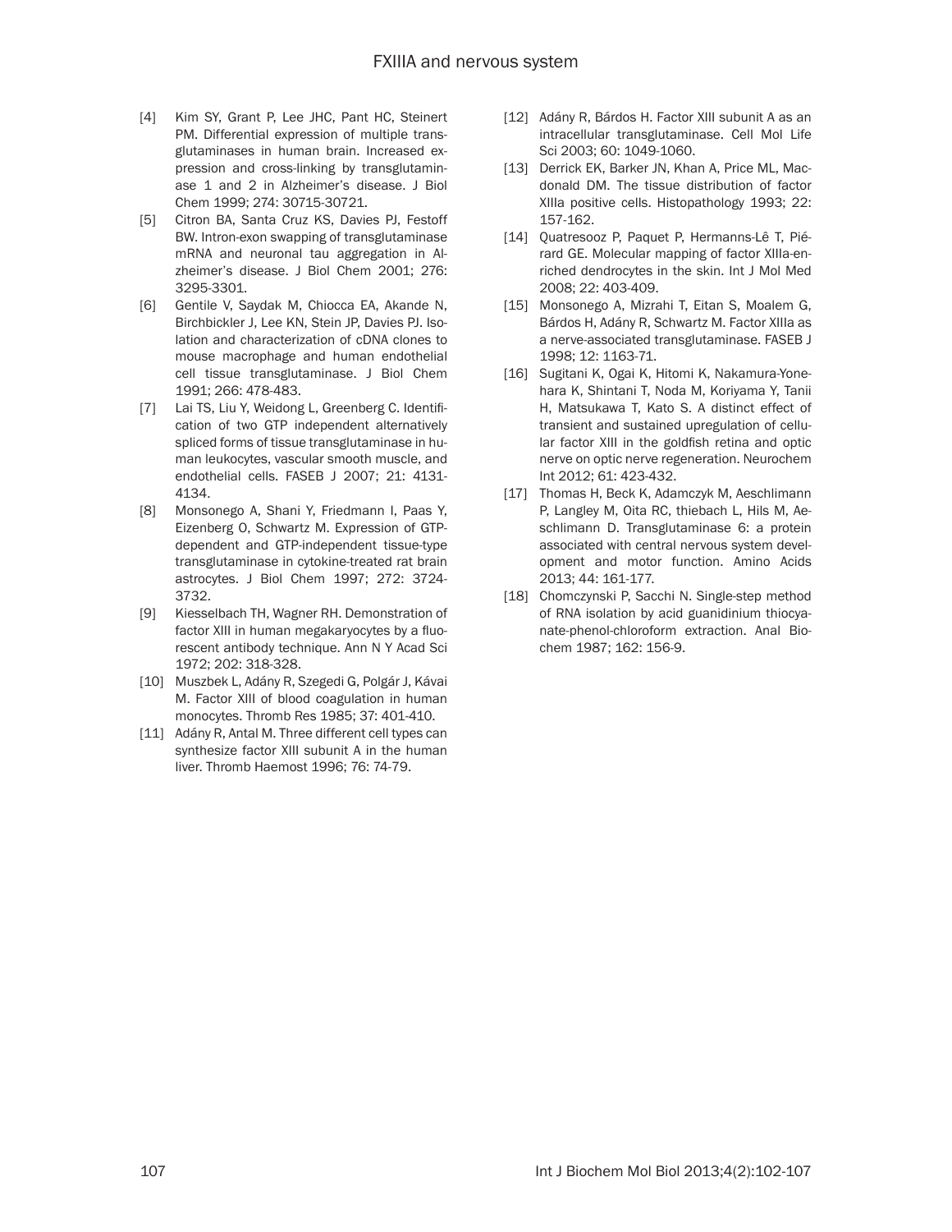[4] Kim SY, Grant P, Lee JHC, Pant HC, Steinert PM. Differential expression of multiple transglutaminases in human brain. Increased expression and cross-linking by transglutaminase 1 and 2 in Alzheimer's disease. J Biol Chem 1999; 274: 30715-30721.

[5] Citron BA, Santa Cruz KS, Davies PJ, Festoff BW. Intron-exon swapping of transglutaminase mRNA and neuronal tau aggregation in Alzheimer's disease. J Biol Chem 2001; 276: 3295-3301.

[6] Gentile V, Saydak M, Chiocca EA, Akande N, Birchbickler J, Lee KN, Stein JP, Davies PJ. Isolation and characterization of cDNA clones to mouse macrophage and human endothelial cell tissue transglutaminase. J Biol Chem 1991; 266: 478-483.

[7] Lai TS, Liu Y, Weidong L, Greenberg C. Identification of two GTP independent alternatively spliced forms of tissue transglutaminase in human leukocytes, vascular smooth muscle, and endothelial cells. FASEB J 2007; 21: 4131-4134.

[8] Monsonego A, Shani Y, Friedmann I, Paas Y, Eizenberg O, Schwartz M. Expression of GTP-dependent and GTP-independent tissue-type transglutaminase in cytokine-treated rat brain astrocytes. J Biol Chem 1997; 272: 3724-3732.

[9] Kiesselbach TH, Wagner RH. Demonstration of factor XIII in human megakaryocytes by a fluorescent antibody technique. Ann N Y Acad Sci 1972; 202: 318-328.

[10] Muszbek L, Adány R, Szegedi G, Polgár J, Kávai M. Factor XIII of blood coagulation in human monocytes. Thromb Res 1985; 37: 401-410.

[11] Adány R, Antal M. Three different cell types can synthesize factor XIII subunit A in the human liver. Thromb Haemost 1996; 76: 74-79.

[12] Adány R, Bárdos H. Factor XIII subunit A as an intracellular transglutaminase. Cell Mol Life Sci 2003; 60: 1049-1060.

[13] Derrick EK, Barker JN, Khan A, Price ML, Macdonald DM. The tissue distribution of factor XIIIa positive cells. Histopathology 1993; 22: 157-162.

[14] Quatresooz P, Paquet P, Hermanns-Lê T, Piérard GE. Molecular mapping of factor XIIIa-enriched dendrocytes in the skin. Int J Mol Med 2008; 22: 403-409.

[15] Monsonego A, Mizrahi T, Eitan S, Moalem G, Bárdos H, Adány R, Schwartz M. Factor XIIIa as a nerve-associated transglutaminase. FASEB J 1998; 12: 1163-71.

[16] Sugitani K, Ogai K, Hitomi K, Nakamura-Yonehara K, Shintani T, Noda M, Koriyama Y, Tanii H, Matsukawa T, Kato S. A distinct effect of transient and sustained upregulation of cellular factor XIII in the goldfish retina and optic nerve on optic nerve regeneration. Neurochem Int 2012; 61: 423-432.

[17] Thomas H, Beck K, Adamczyk M, Aeschlimann P, Langley M, Oita RC, thiebach L, Hils M, Aeschlimann D. Transglutaminase 6: a protein associated with central nervous system development and motor function. Amino Acids 2013; 44: 161-177.

[18] Chomczynski P, Sacchi N. Single-step method of RNA isolation by acid guanidinium thiocyanate-phenol-chloroform extraction. Anal Biochem 1987; 162: 156-9.